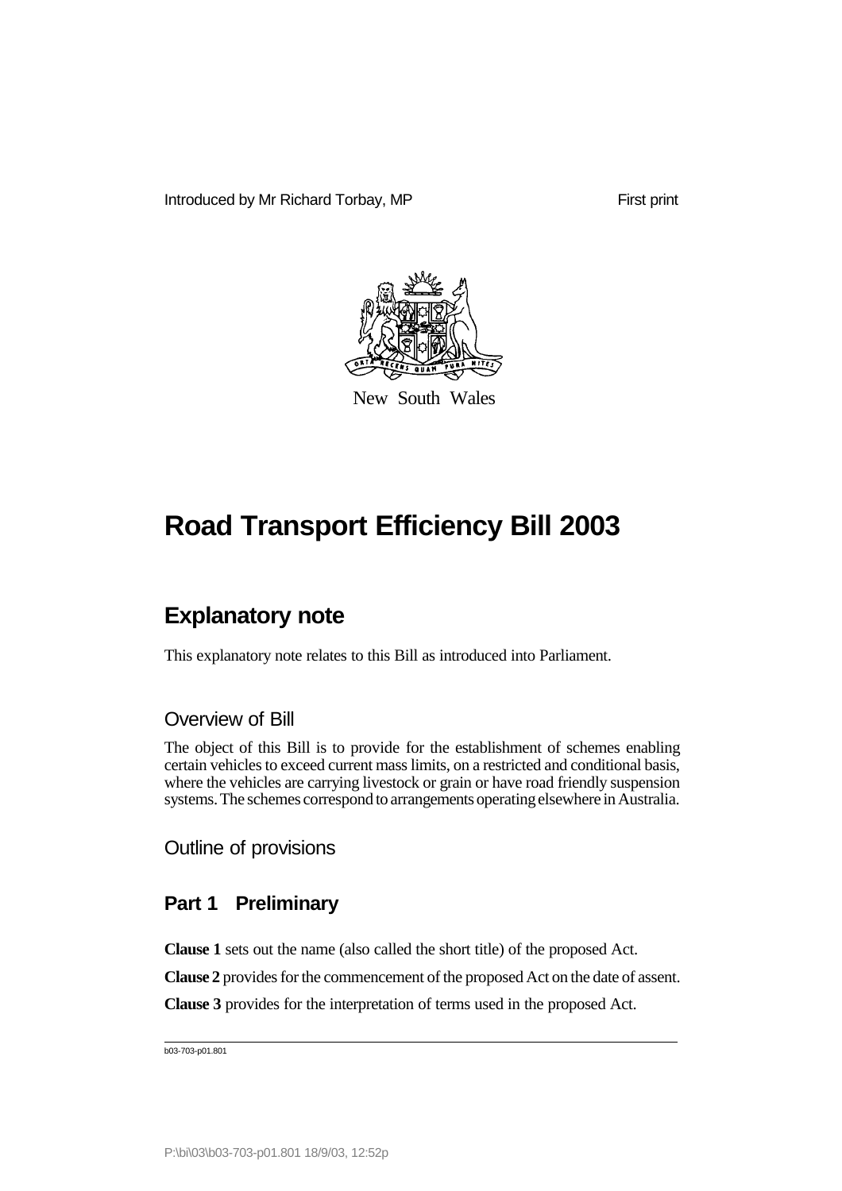Introduced by Mr Richard Torbay, MP

First print

New South Wales

# Road Transport Efficiency Bill 2003

## Explanatory note

This explanatory note relates to this Bill as introduced into Parliament.

### Overview of Bill

The object of this Bill is to provide for the establishment of schemes enabling certain vehicles to exceed current mass limits, on a restricted and conditional basis, where the vehicles are carrying livestock or grain or have road friendly suspension systems. The schemes correspond to arrangements operating elsewhere in Australia.

### Outline of provisions

### Part 1 Preliminary

**Clause 1** sets out the name (also called the short title) of the proposed Act.

**Clause 2** provides for the commencement of the proposed Act on the date of assent.

**Clause 3** provides for the interpretation of terms used in the proposed Act.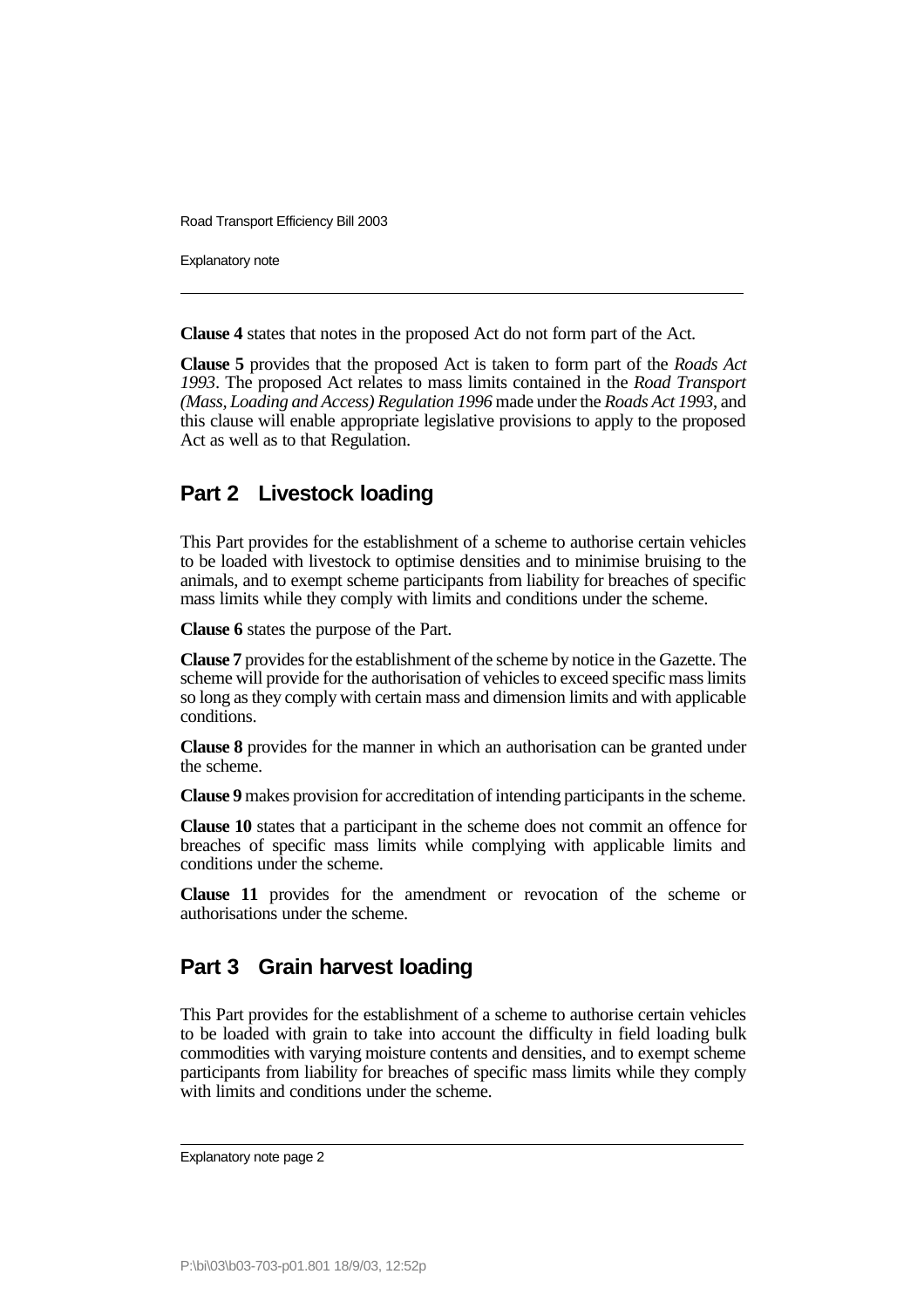**Clause 4** states that notes in the proposed Act do not form part of the Act.

**Clause 5** provides that the proposed Act is taken to form part of the *Roads Act 1993*. The proposed Act relates to mass limits contained in the *Road Transport (Mass, Loading and Access) Regulation 1996* made under the *Roads Act 1993*, and this clause will enable appropriate legislative provisions to apply to the proposed Act as well as to that Regulation.

## Part 2 Livestock loading

This Part provides for the establishment of a scheme to authorise certain vehicles to be loaded with livestock to optimise densities and to minimise bruising to the animals, and to exempt scheme participants from liability for breaches of specific mass limits while they comply with limits and conditions under the scheme.

**Clause 6** states the purpose of the Part.

**Clause 7** provides for the establishment of the scheme by notice in the Gazette. The scheme will provide for the authorisation of vehicles to exceed specific mass limits so long as they comply with certain mass and dimension limits and with applicable conditions.

**Clause 8** provides for the manner in which an authorisation can be granted under the scheme.

**Clause 9** makes provision for accreditation of intending participants in the scheme.

**Clause 10** states that a participant in the scheme does not commit an offence for breaches of specific mass limits while complying with applicable limits and conditions under the scheme.

**Clause 11** provides for the amendment or revocation of the scheme or authorisations under the scheme.

## Part 3 Grain harvest loading

This Part provides for the establishment of a scheme to authorise certain vehicles to be loaded with grain to take into account the difficulty in field loading bulk commodities with varying moisture contents and densities, and to exempt scheme participants from liability for breaches of specific mass limits while they comply with limits and conditions under the scheme.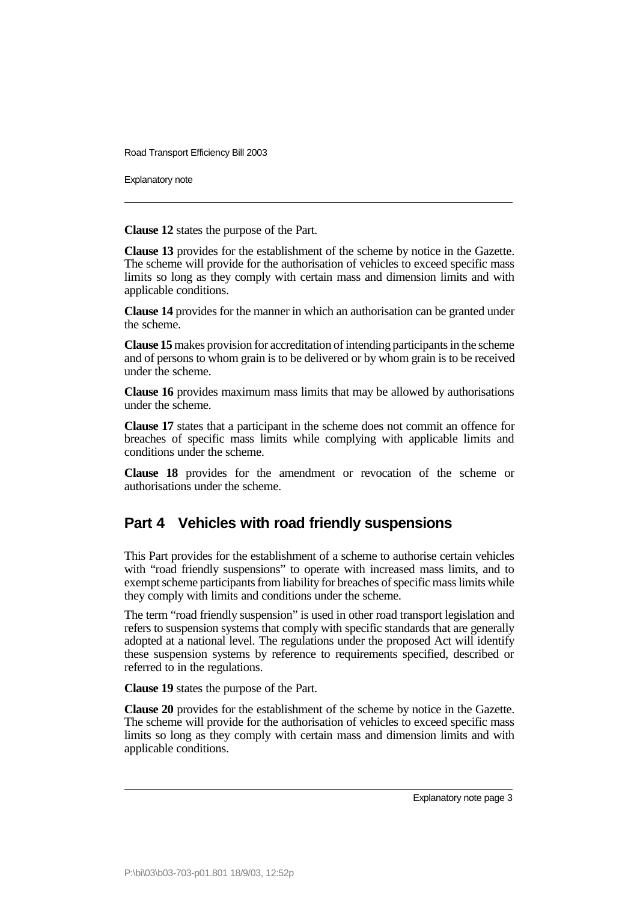**Clause 12** states the purpose of the Part.

**Clause 13** provides for the establishment of the scheme by notice in the Gazette. The scheme will provide for the authorisation of vehicles to exceed specific mass limits so long as they comply with certain mass and dimension limits and with applicable conditions.

**Clause 14** provides for the manner in which an authorisation can be granted under the scheme.

**Clause 15** makes provision for accreditation of intending participants in the scheme and of persons to whom grain is to be delivered or by whom grain is to be received under the scheme.

**Clause 16** provides maximum mass limits that may be allowed by authorisations under the scheme.

**Clause 17** states that a participant in the scheme does not commit an offence for breaches of specific mass limits while complying with applicable limits and conditions under the scheme.

**Clause 18** provides for the amendment or revocation of the scheme or authorisations under the scheme.

## Part 4 Vehicles with road friendly suspensions

This Part provides for the establishment of a scheme to authorise certain vehicles with "road friendly suspensions" to operate with increased mass limits, and to exempt scheme participants from liability for breaches of specific mass limits while they comply with limits and conditions under the scheme.

The term "road friendly suspension" is used in other road transport legislation and refers to suspension systems that comply with specific standards that are generally adopted at a national level. The regulations under the proposed Act will identify these suspension systems by reference to requirements specified, described or referred to in the regulations.

**Clause 19** states the purpose of the Part.

**Clause 20** provides for the establishment of the scheme by notice in the Gazette. The scheme will provide for the authorisation of vehicles to exceed specific mass limits so long as they comply with certain mass and dimension limits and with applicable conditions.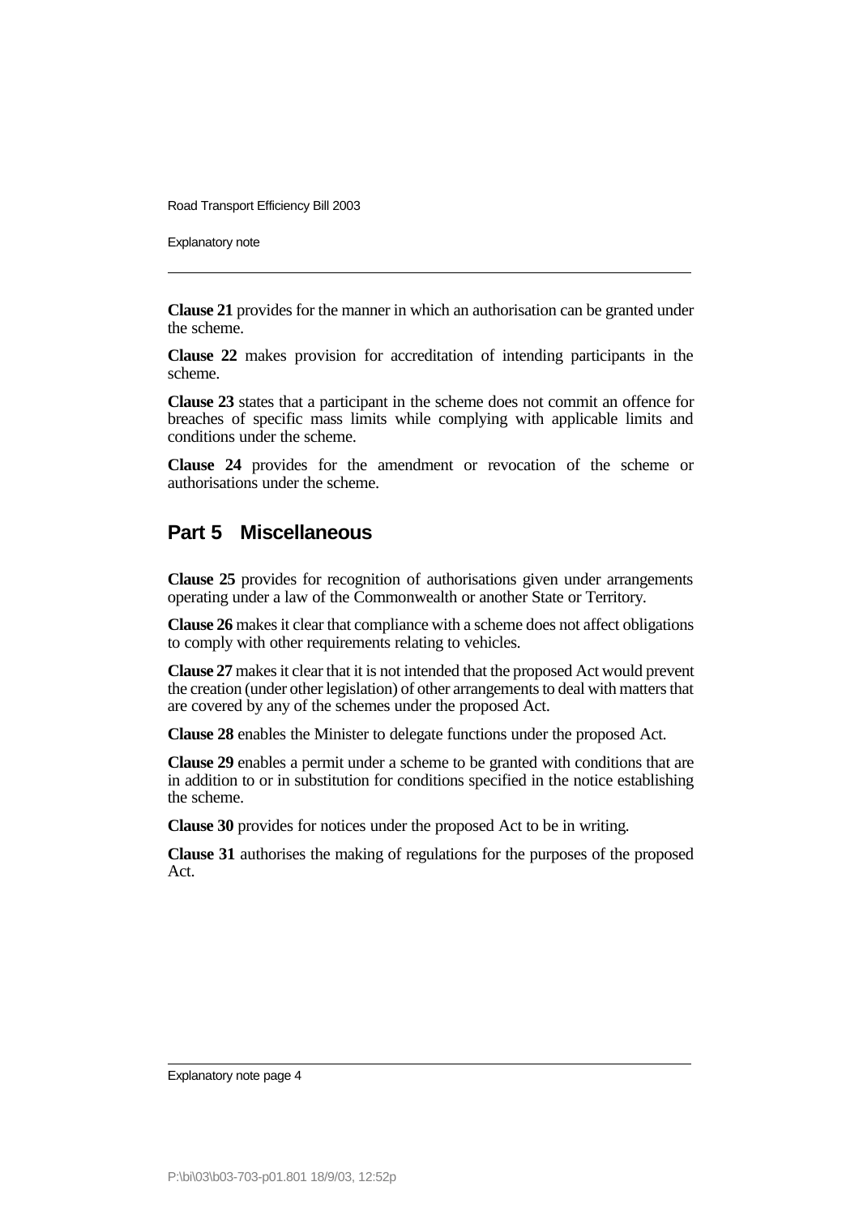**Clause 21** provides for the manner in which an authorisation can be granted under the scheme.

**Clause 22** makes provision for accreditation of intending participants in the scheme.

**Clause 23** states that a participant in the scheme does not commit an offence for breaches of specific mass limits while complying with applicable limits and conditions under the scheme.

**Clause 24** provides for the amendment or revocation of the scheme or authorisations under the scheme.

## Part 5 Miscellaneous

**Clause 25** provides for recognition of authorisations given under arrangements operating under a law of the Commonwealth or another State or Territory.

**Clause 26** makes it clear that compliance with a scheme does not affect obligations to comply with other requirements relating to vehicles.

**Clause 27** makes it clear that it is not intended that the proposed Act would prevent the creation (under other legislation) of other arrangements to deal with matters that are covered by any of the schemes under the proposed Act.

**Clause 28** enables the Minister to delegate functions under the proposed Act.

**Clause 29** enables a permit under a scheme to be granted with conditions that are in addition to or in substitution for conditions specified in the notice establishing the scheme.

**Clause 30** provides for notices under the proposed Act to be in writing.

**Clause 31** authorises the making of regulations for the purposes of the proposed Act.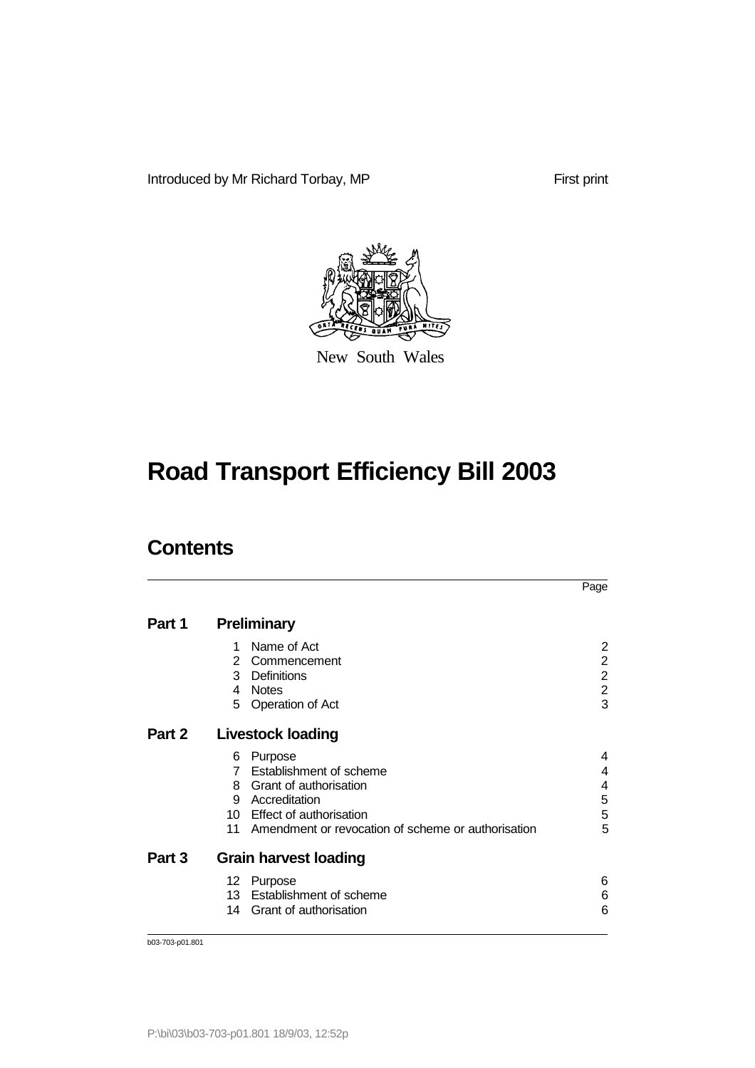Introduced by Mr Richard Torbay, MP

First print

New South Wales

# Road Transport Efficiency Bill 2003

## Contents

| | | Page |
|---|---|---|
| **Part 1** | **Preliminary** | |
| | 1 Name of Act | 2 |
| | 2 Commencement | 2 |
| | 3 Definitions | 2 |
| | 4 Notes | 2 |
| | 5 Operation of Act | 3 |
| **Part 2** | **Livestock loading** | |
| | 6 Purpose | 4 |
| | 7 Establishment of scheme | 4 |
| | 8 Grant of authorisation | 4 |
| | 9 Accreditation | 5 |
| | 10 Effect of authorisation | 5 |
| | 11 Amendment or revocation of scheme or authorisation | 5 |
| **Part 3** | **Grain harvest loading** | |
| | 12 Purpose | 6 |
| | 13 Establishment of scheme | 6 |
| | 14 Grant of authorisation | 6 |

b03-703-p01.801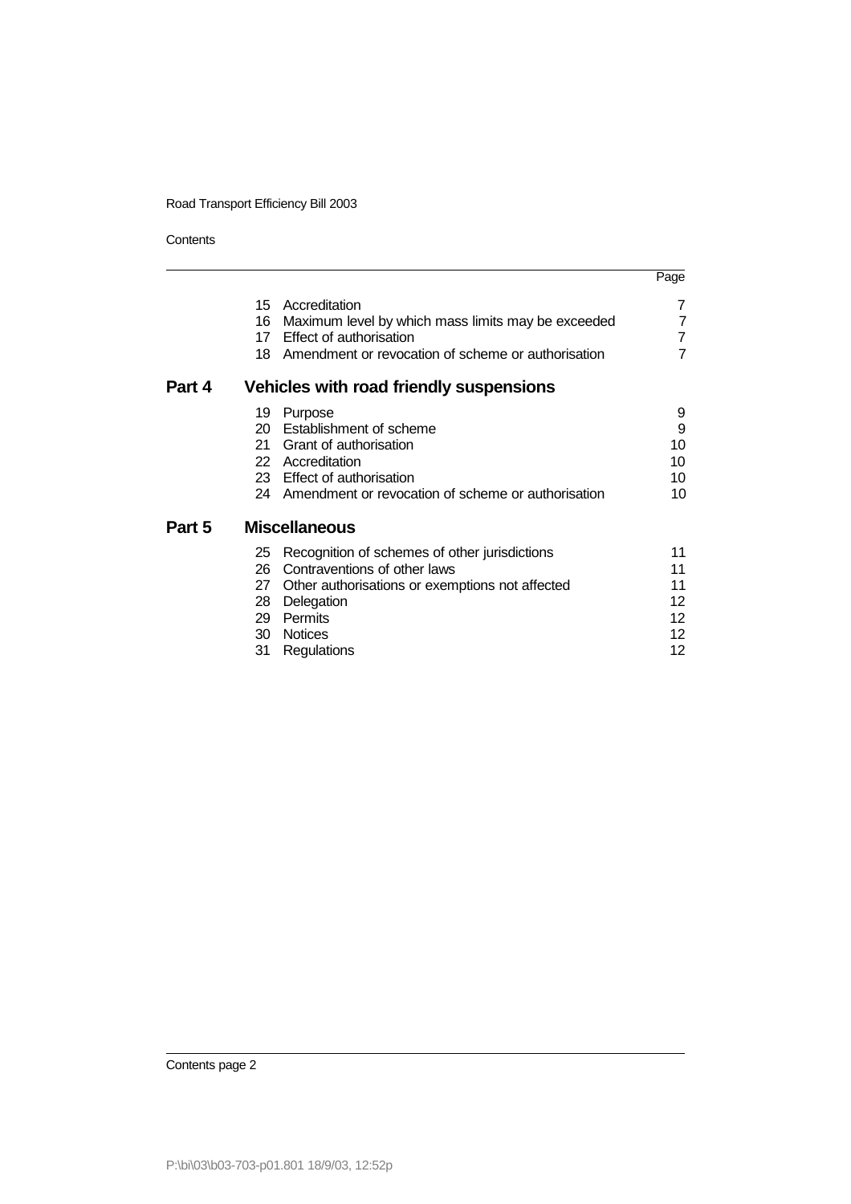| | | Page |
|---|---|---|
| 15 | Accreditation | 7 |
| 16 | Maximum level by which mass limits may be exceeded | 7 |
| 17 | Effect of authorisation | 7 |
| 18 | Amendment or revocation of scheme or authorisation | 7 |

## Part 4 Vehicles with road friendly suspensions

| | | |
|---|---|---|
| 19 | Purpose | 9 |
| 20 | Establishment of scheme | 9 |
| 21 | Grant of authorisation | 10 |
| 22 | Accreditation | 10 |
| 23 | Effect of authorisation | 10 |
| 24 | Amendment or revocation of scheme or authorisation | 10 |

## Part 5 Miscellaneous

| | | |
|---|---|---|
| 25 | Recognition of schemes of other jurisdictions | 11 |
| 26 | Contraventions of other laws | 11 |
| 27 | Other authorisations or exemptions not affected | 11 |
| 28 | Delegation | 12 |
| 29 | Permits | 12 |
| 30 | Notices | 12 |
| 31 | Regulations | 12 |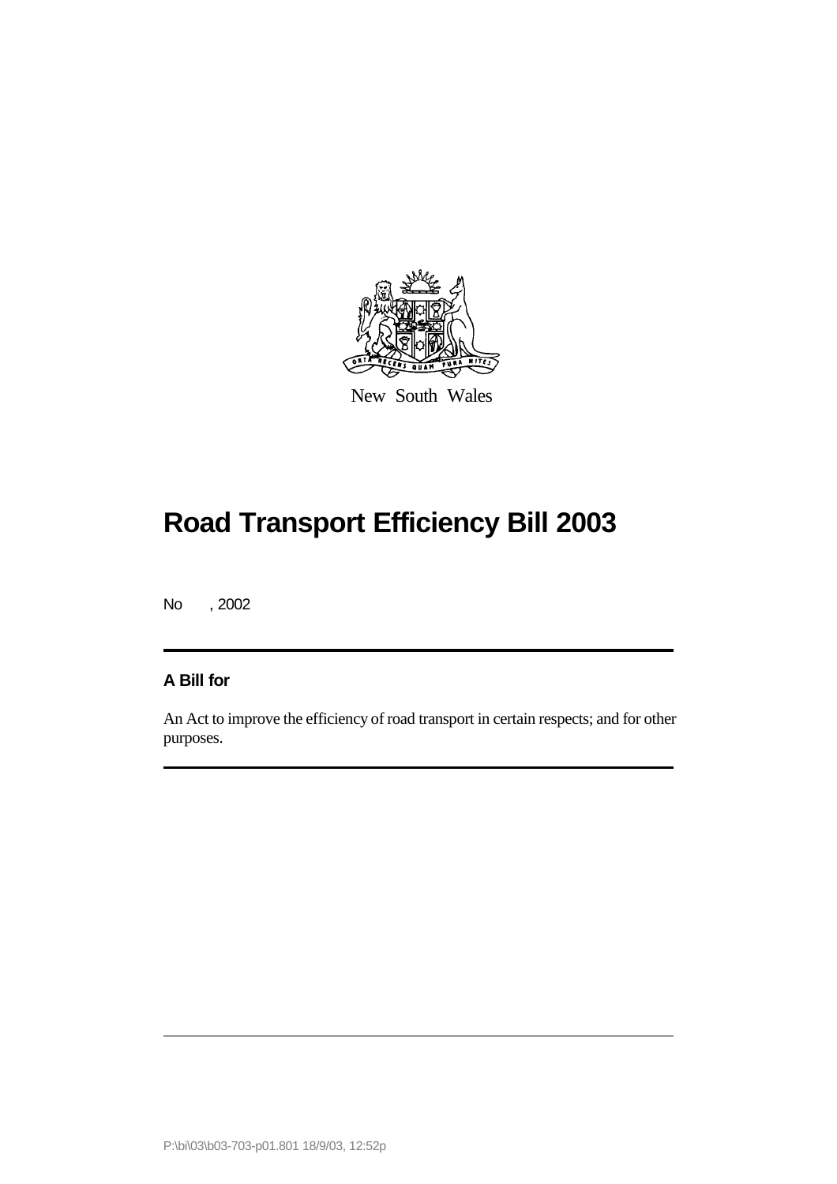New South Wales

# Road Transport Efficiency Bill 2003

No , 2002

**A Bill for**

An Act to improve the efficiency of road transport in certain respects; and for other purposes.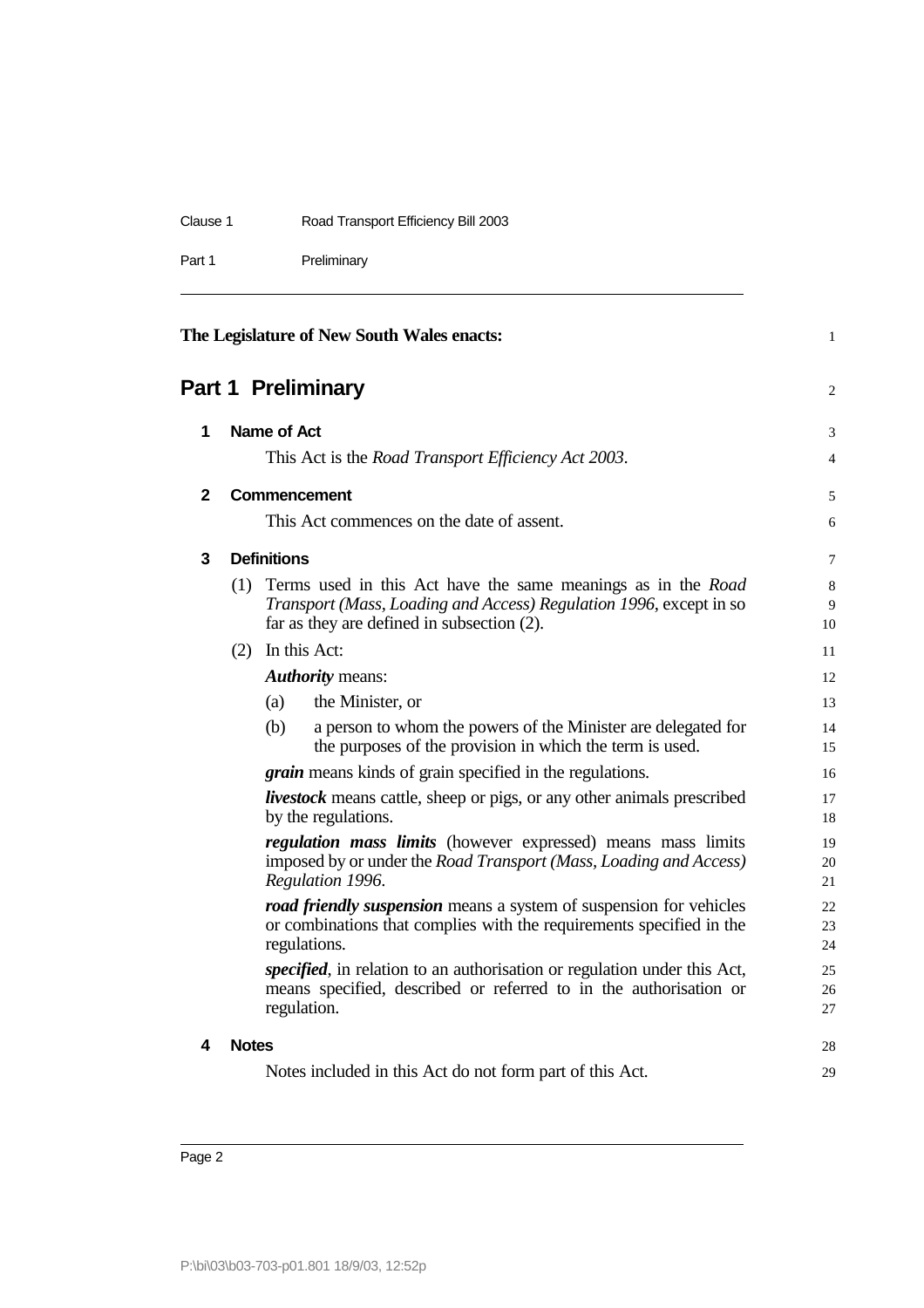The Legislature of New South Wales enacts:

## Part 1 Preliminary

### 1 Name of Act

This Act is the *Road Transport Efficiency Act 2003*.

### 2 Commencement

This Act commences on the date of assent.

### 3 Definitions

(1) Terms used in this Act have the same meanings as in the *Road Transport (Mass, Loading and Access) Regulation 1996*, except in so far as they are defined in subsection (2).

(2) In this Act:

***Authority*** means:

(a) the Minister, or

(b) a person to whom the powers of the Minister are delegated for the purposes of the provision in which the term is used.

***grain*** means kinds of grain specified in the regulations.

***livestock*** means cattle, sheep or pigs, or any other animals prescribed by the regulations.

***regulation mass limits*** (however expressed) means mass limits imposed by or under the *Road Transport (Mass, Loading and Access) Regulation 1996*.

***road friendly suspension*** means a system of suspension for vehicles or combinations that complies with the requirements specified in the regulations.

***specified***, in relation to an authorisation or regulation under this Act, means specified, described or referred to in the authorisation or regulation.

### 4 Notes

Notes included in this Act do not form part of this Act.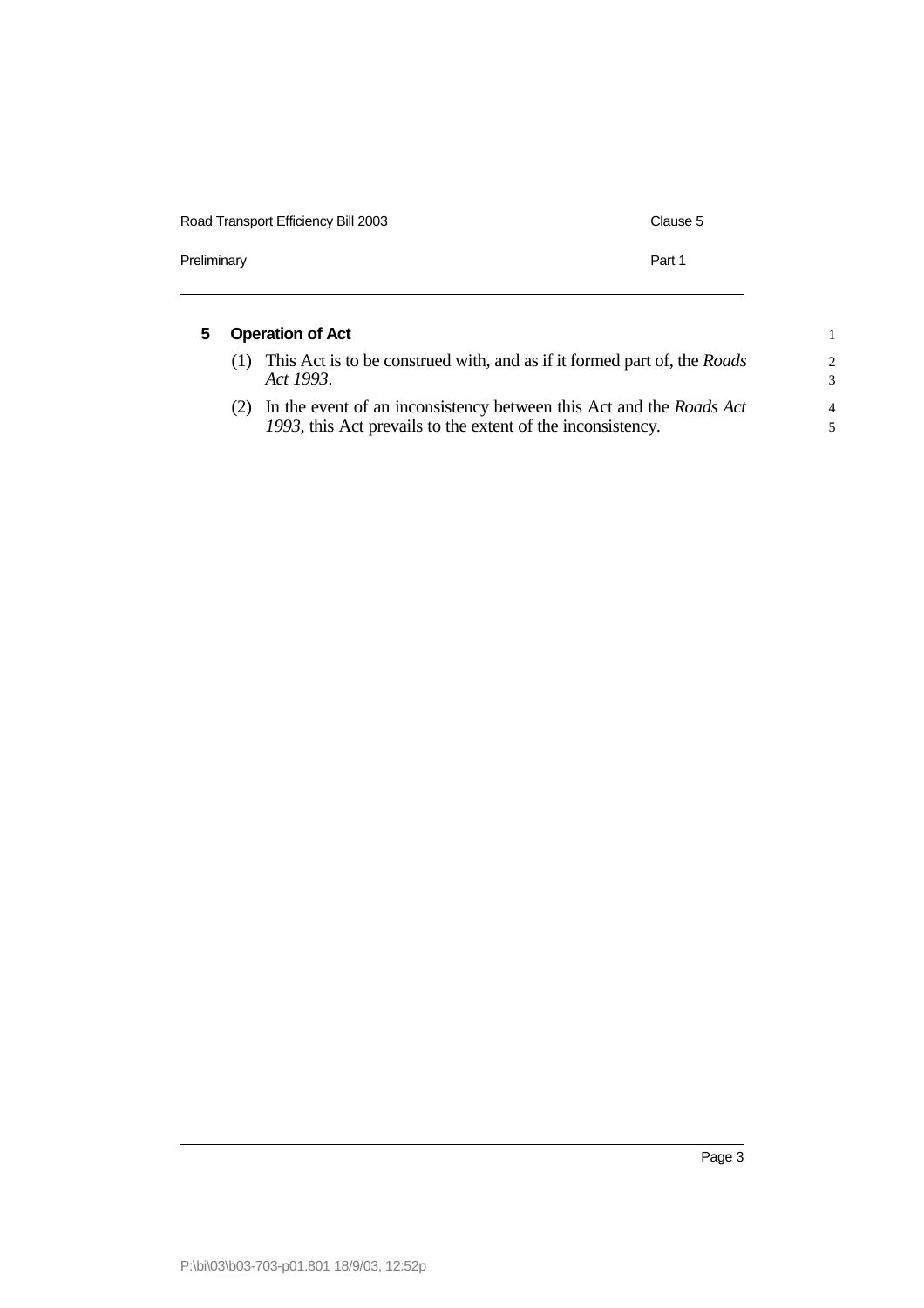## 5 Operation of Act

(1) This Act is to be construed with, and as if it formed part of, the *Roads Act 1993*.

(2) In the event of an inconsistency between this Act and the *Roads Act 1993*, this Act prevails to the extent of the inconsistency.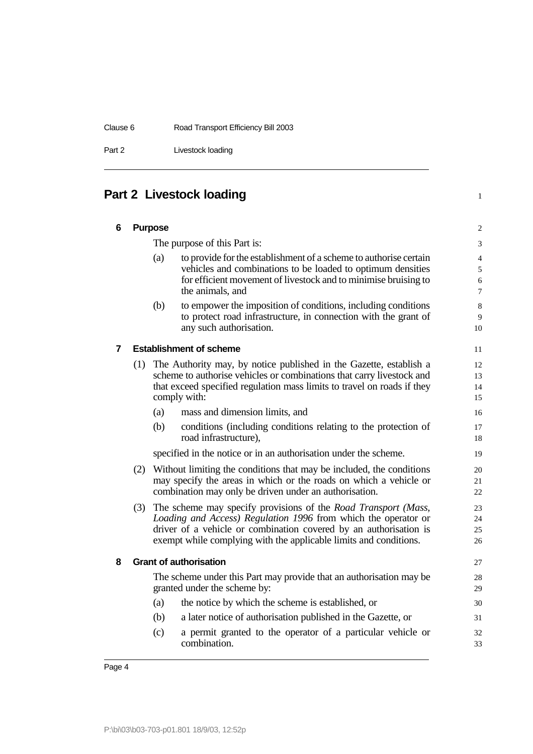## Part 2 Livestock loading

### 6 Purpose

The purpose of this Part is:

(a) to provide for the establishment of a scheme to authorise certain vehicles and combinations to be loaded to optimum densities for efficient movement of livestock and to minimise bruising to the animals, and

(b) to empower the imposition of conditions, including conditions to protect road infrastructure, in connection with the grant of any such authorisation.

### 7 Establishment of scheme

(1) The Authority may, by notice published in the Gazette, establish a scheme to authorise vehicles or combinations that carry livestock and that exceed specified regulation mass limits to travel on roads if they comply with:

(a) mass and dimension limits, and

(b) conditions (including conditions relating to the protection of road infrastructure),

specified in the notice or in an authorisation under the scheme.

(2) Without limiting the conditions that may be included, the conditions may specify the areas in which or the roads on which a vehicle or combination may only be driven under an authorisation.

(3) The scheme may specify provisions of the *Road Transport (Mass, Loading and Access) Regulation 1996* from which the operator or driver of a vehicle or combination covered by an authorisation is exempt while complying with the applicable limits and conditions.

### 8 Grant of authorisation

The scheme under this Part may provide that an authorisation may be granted under the scheme by:

(a) the notice by which the scheme is established, or

(b) a later notice of authorisation published in the Gazette, or

(c) a permit granted to the operator of a particular vehicle or combination.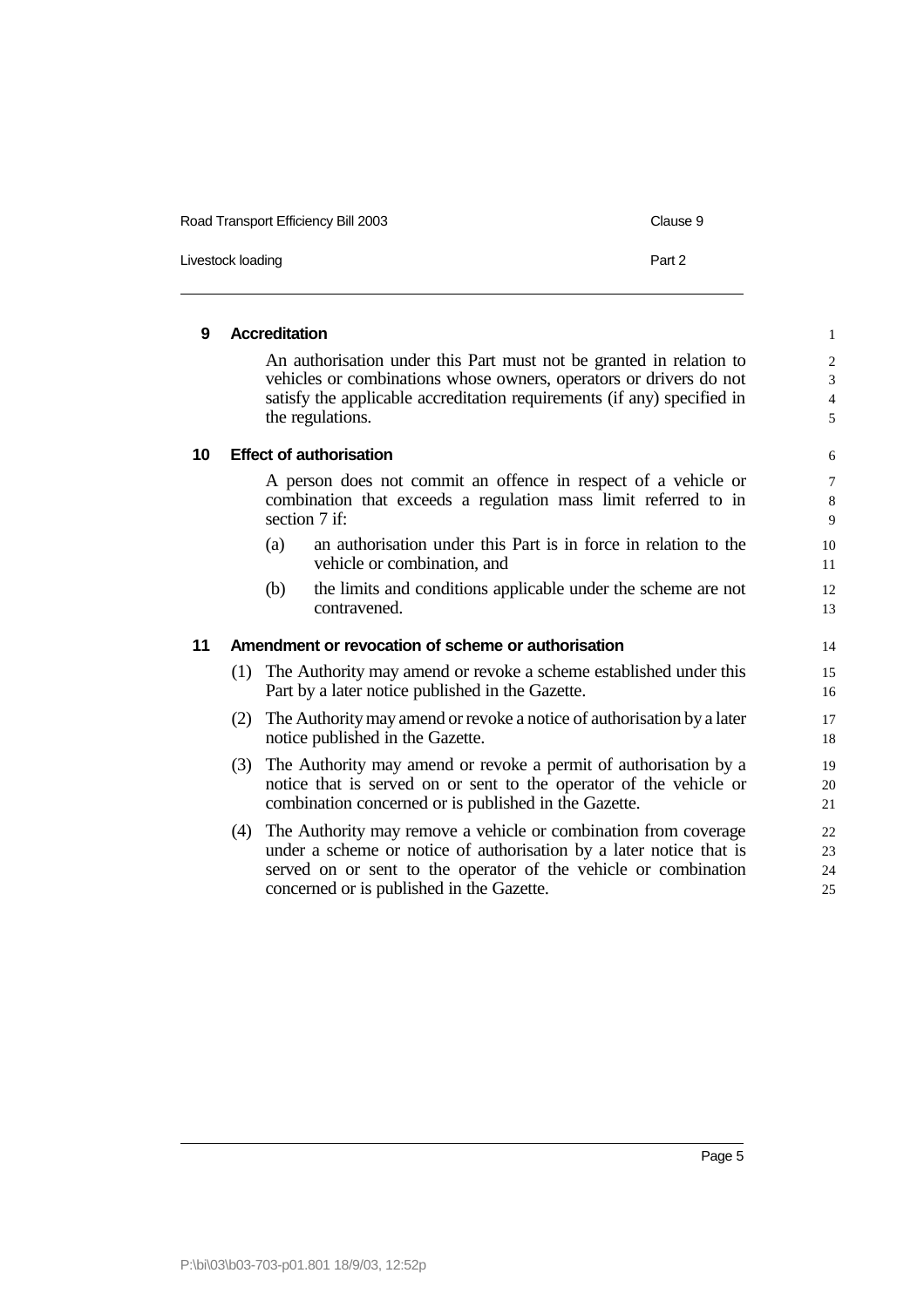## 9 Accreditation

An authorisation under this Part must not be granted in relation to vehicles or combinations whose owners, operators or drivers do not satisfy the applicable accreditation requirements (if any) specified in the regulations.

## 10 Effect of authorisation

A person does not commit an offence in respect of a vehicle or combination that exceeds a regulation mass limit referred to in section 7 if:

(a) an authorisation under this Part is in force in relation to the vehicle or combination, and

(b) the limits and conditions applicable under the scheme are not contravened.

## 11 Amendment or revocation of scheme or authorisation

(1) The Authority may amend or revoke a scheme established under this Part by a later notice published in the Gazette.

(2) The Authority may amend or revoke a notice of authorisation by a later notice published in the Gazette.

(3) The Authority may amend or revoke a permit of authorisation by a notice that is served on or sent to the operator of the vehicle or combination concerned or is published in the Gazette.

(4) The Authority may remove a vehicle or combination from coverage under a scheme or notice of authorisation by a later notice that is served on or sent to the operator of the vehicle or combination concerned or is published in the Gazette.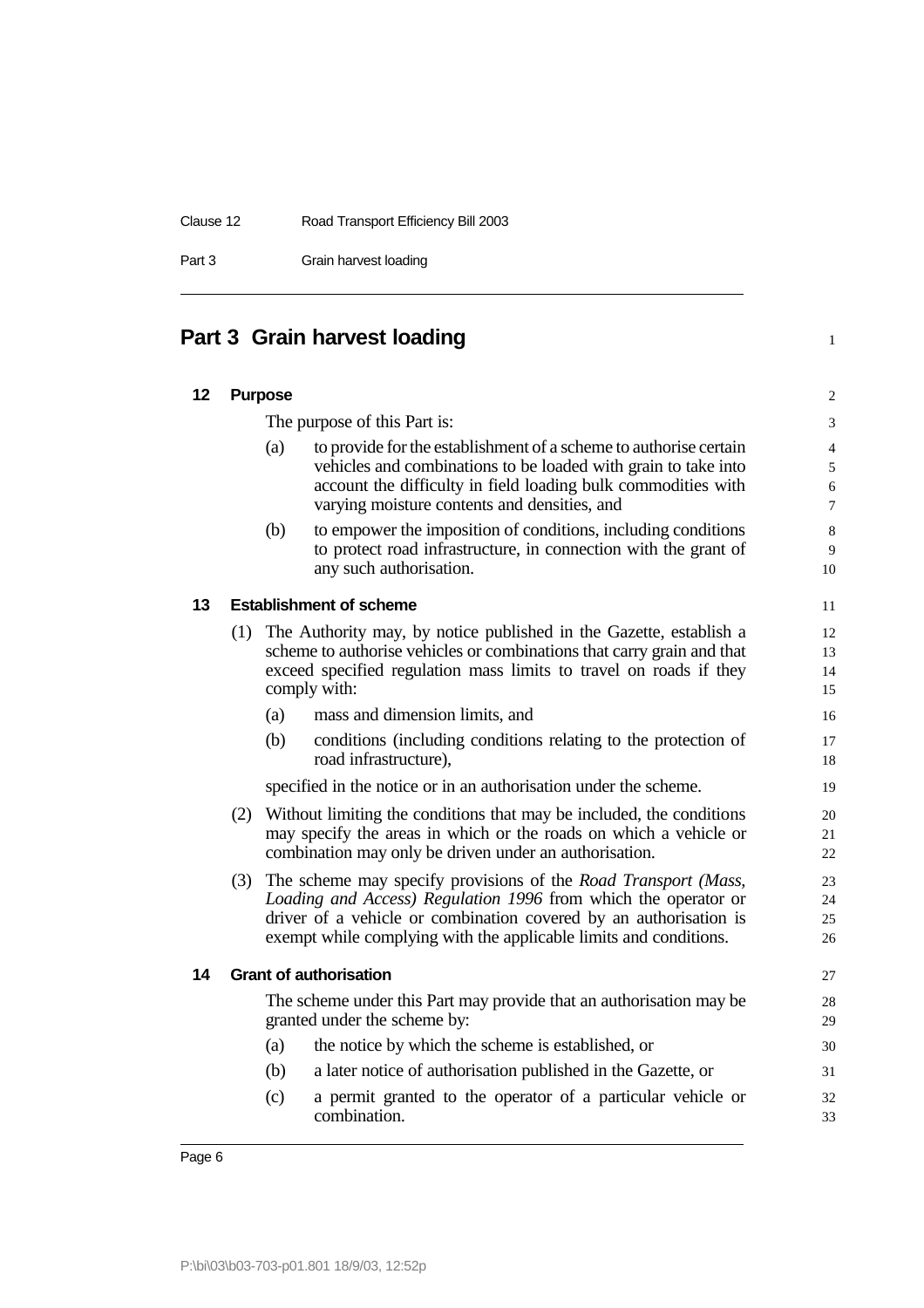# Part 3 Grain harvest loading

## 12 Purpose

The purpose of this Part is:

(a) to provide for the establishment of a scheme to authorise certain vehicles and combinations to be loaded with grain to take into account the difficulty in field loading bulk commodities with varying moisture contents and densities, and

(b) to empower the imposition of conditions, including conditions to protect road infrastructure, in connection with the grant of any such authorisation.

## 13 Establishment of scheme

(1) The Authority may, by notice published in the Gazette, establish a scheme to authorise vehicles or combinations that carry grain and that exceed specified regulation mass limits to travel on roads if they comply with:

(a) mass and dimension limits, and

(b) conditions (including conditions relating to the protection of road infrastructure),

specified in the notice or in an authorisation under the scheme.

(2) Without limiting the conditions that may be included, the conditions may specify the areas in which or the roads on which a vehicle or combination may only be driven under an authorisation.

(3) The scheme may specify provisions of the *Road Transport (Mass, Loading and Access) Regulation 1996* from which the operator or driver of a vehicle or combination covered by an authorisation is exempt while complying with the applicable limits and conditions.

## 14 Grant of authorisation

The scheme under this Part may provide that an authorisation may be granted under the scheme by:

(a) the notice by which the scheme is established, or

(b) a later notice of authorisation published in the Gazette, or

(c) a permit granted to the operator of a particular vehicle or combination.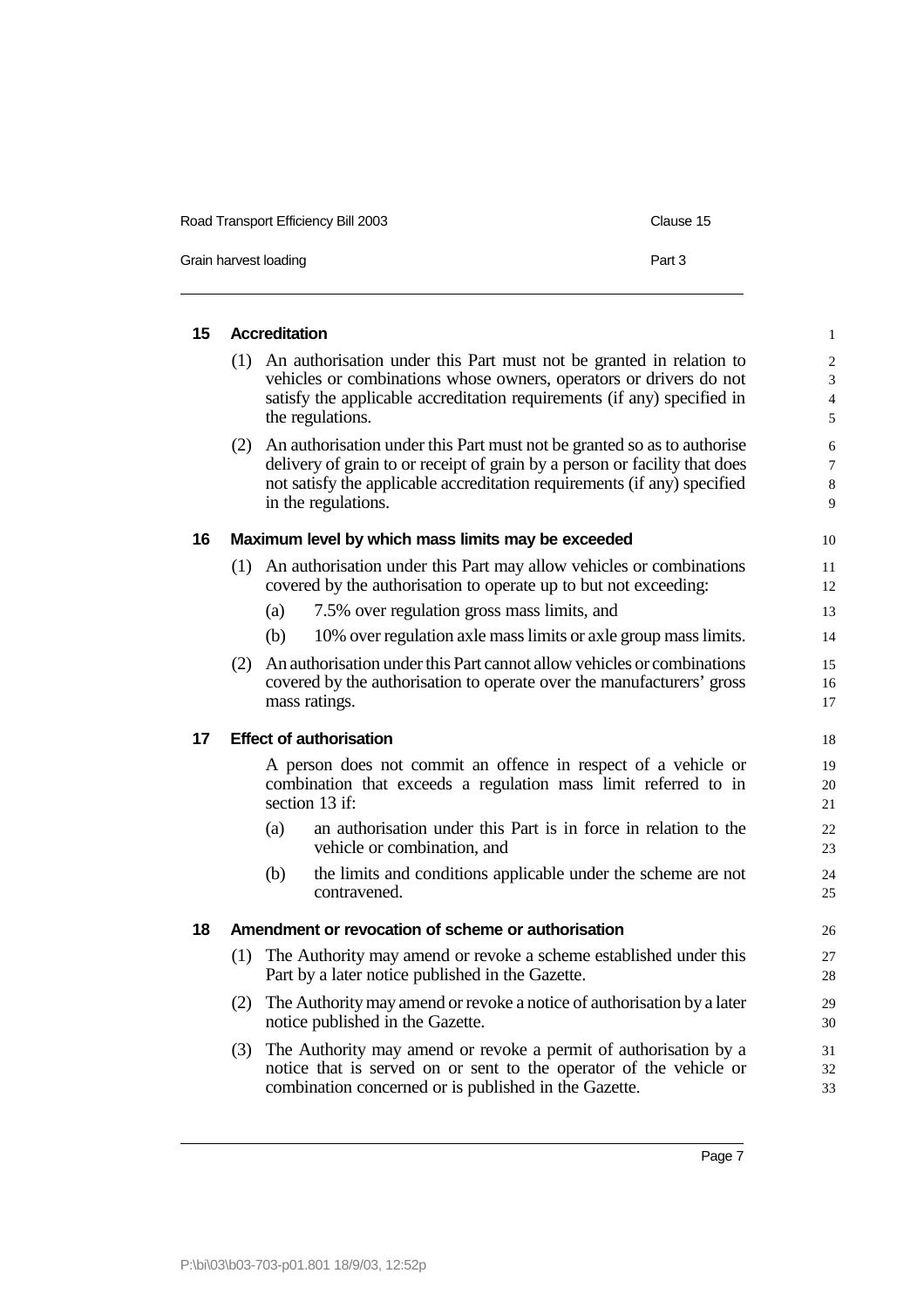## 15 Accreditation

(1) An authorisation under this Part must not be granted in relation to vehicles or combinations whose owners, operators or drivers do not satisfy the applicable accreditation requirements (if any) specified in the regulations.

(2) An authorisation under this Part must not be granted so as to authorise delivery of grain to or receipt of grain by a person or facility that does not satisfy the applicable accreditation requirements (if any) specified in the regulations.

## 16 Maximum level by which mass limits may be exceeded

(1) An authorisation under this Part may allow vehicles or combinations covered by the authorisation to operate up to but not exceeding:

- (a) 7.5% over regulation gross mass limits, and
- (b) 10% over regulation axle mass limits or axle group mass limits.

(2) An authorisation under this Part cannot allow vehicles or combinations covered by the authorisation to operate over the manufacturers' gross mass ratings.

## 17 Effect of authorisation

A person does not commit an offence in respect of a vehicle or combination that exceeds a regulation mass limit referred to in section 13 if:

- (a) an authorisation under this Part is in force in relation to the vehicle or combination, and
- (b) the limits and conditions applicable under the scheme are not contravened.

## 18 Amendment or revocation of scheme or authorisation

(1) The Authority may amend or revoke a scheme established under this Part by a later notice published in the Gazette.

(2) The Authority may amend or revoke a notice of authorisation by a later notice published in the Gazette.

(3) The Authority may amend or revoke a permit of authorisation by a notice that is served on or sent to the operator of the vehicle or combination concerned or is published in the Gazette.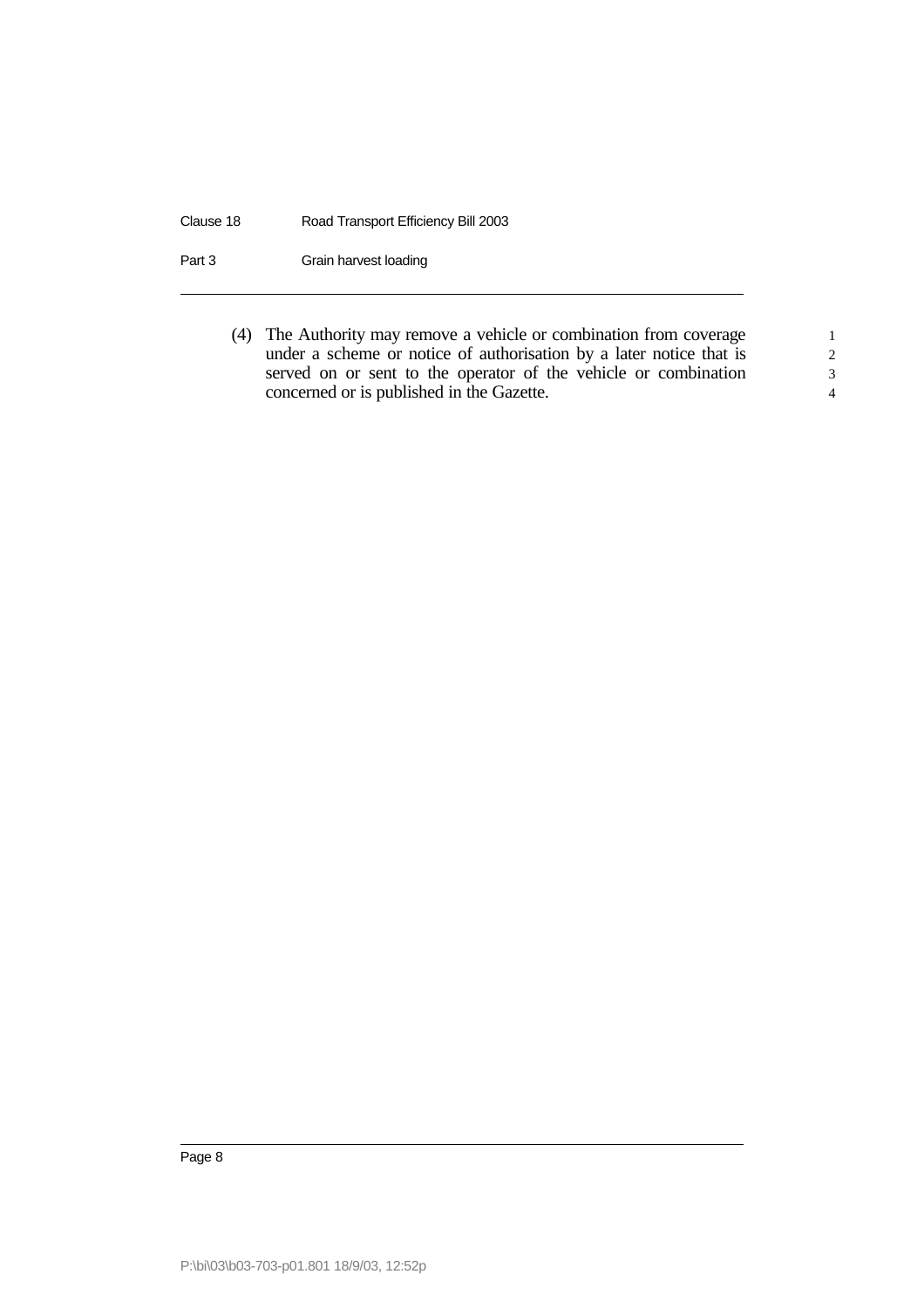(4) The Authority may remove a vehicle or combination from coverage under a scheme or notice of authorisation by a later notice that is served on or sent to the operator of the vehicle or combination concerned or is published in the Gazette.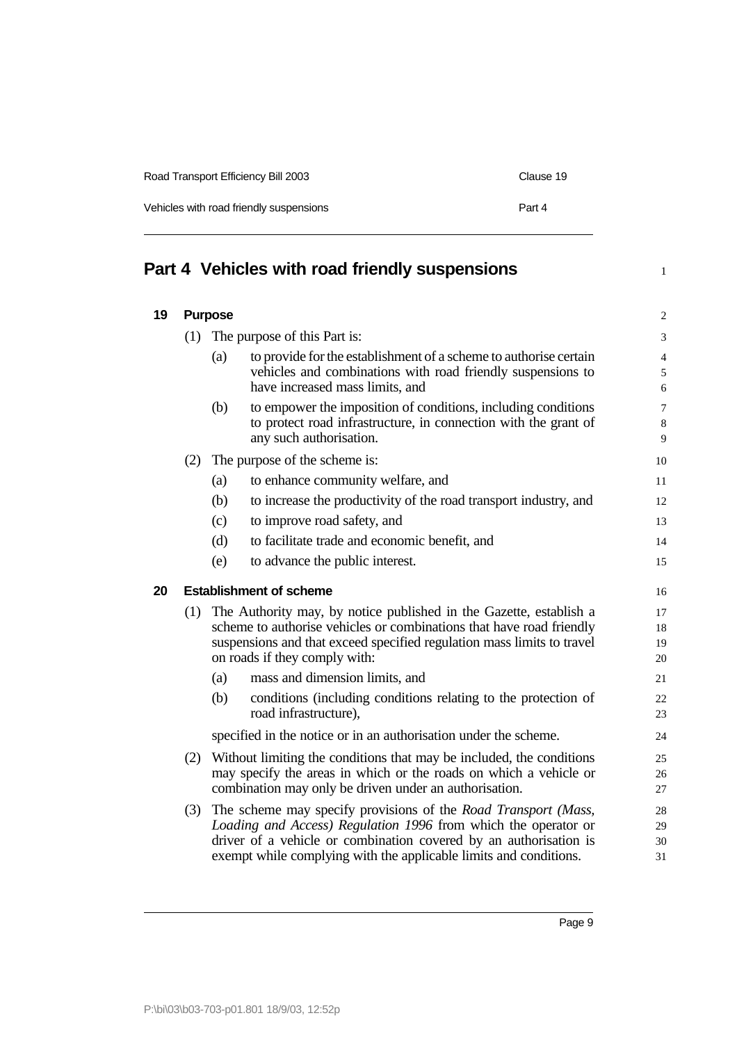# Part 4 Vehicles with road friendly suspensions

## 19 Purpose

(1) The purpose of this Part is:

(a) to provide for the establishment of a scheme to authorise certain vehicles and combinations with road friendly suspensions to have increased mass limits, and

(b) to empower the imposition of conditions, including conditions to protect road infrastructure, in connection with the grant of any such authorisation.

(2) The purpose of the scheme is:

(a) to enhance community welfare, and

(b) to increase the productivity of the road transport industry, and

(c) to improve road safety, and

(d) to facilitate trade and economic benefit, and

(e) to advance the public interest.

## 20 Establishment of scheme

(1) The Authority may, by notice published in the Gazette, establish a scheme to authorise vehicles or combinations that have road friendly suspensions and that exceed specified regulation mass limits to travel on roads if they comply with:

(a) mass and dimension limits, and

(b) conditions (including conditions relating to the protection of road infrastructure),

specified in the notice or in an authorisation under the scheme.

(2) Without limiting the conditions that may be included, the conditions may specify the areas in which or the roads on which a vehicle or combination may only be driven under an authorisation.

(3) The scheme may specify provisions of the *Road Transport (Mass, Loading and Access) Regulation 1996* from which the operator or driver of a vehicle or combination covered by an authorisation is exempt while complying with the applicable limits and conditions.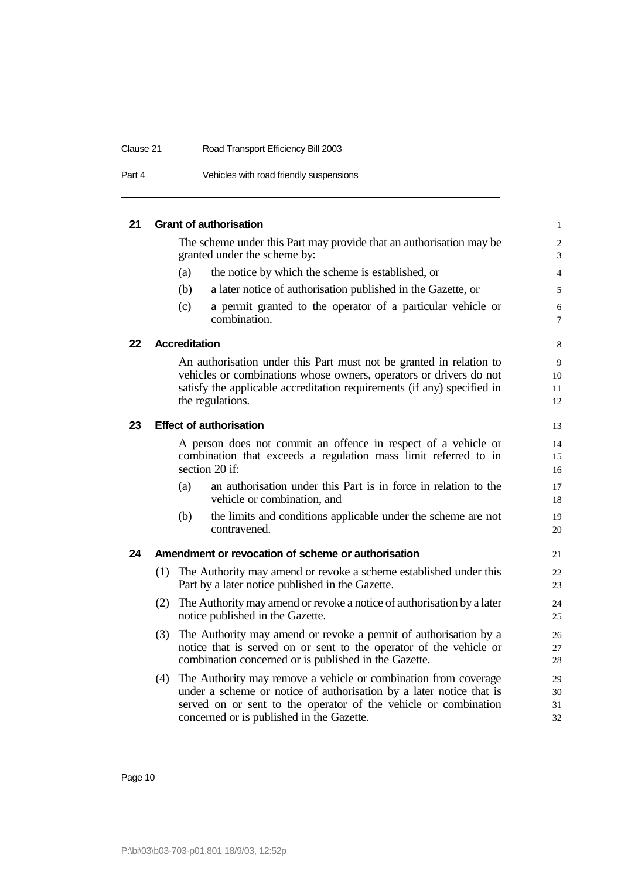## 21 Grant of authorisation

The scheme under this Part may provide that an authorisation may be granted under the scheme by:

(a) the notice by which the scheme is established, or

(b) a later notice of authorisation published in the Gazette, or

(c) a permit granted to the operator of a particular vehicle or combination.

## 22 Accreditation

An authorisation under this Part must not be granted in relation to vehicles or combinations whose owners, operators or drivers do not satisfy the applicable accreditation requirements (if any) specified in the regulations.

## 23 Effect of authorisation

A person does not commit an offence in respect of a vehicle or combination that exceeds a regulation mass limit referred to in section 20 if:

(a) an authorisation under this Part is in force in relation to the vehicle or combination, and

(b) the limits and conditions applicable under the scheme are not contravened.

## 24 Amendment or revocation of scheme or authorisation

(1) The Authority may amend or revoke a scheme established under this Part by a later notice published in the Gazette.

(2) The Authority may amend or revoke a notice of authorisation by a later notice published in the Gazette.

(3) The Authority may amend or revoke a permit of authorisation by a notice that is served on or sent to the operator of the vehicle or combination concerned or is published in the Gazette.

(4) The Authority may remove a vehicle or combination from coverage under a scheme or notice of authorisation by a later notice that is served on or sent to the operator of the vehicle or combination concerned or is published in the Gazette.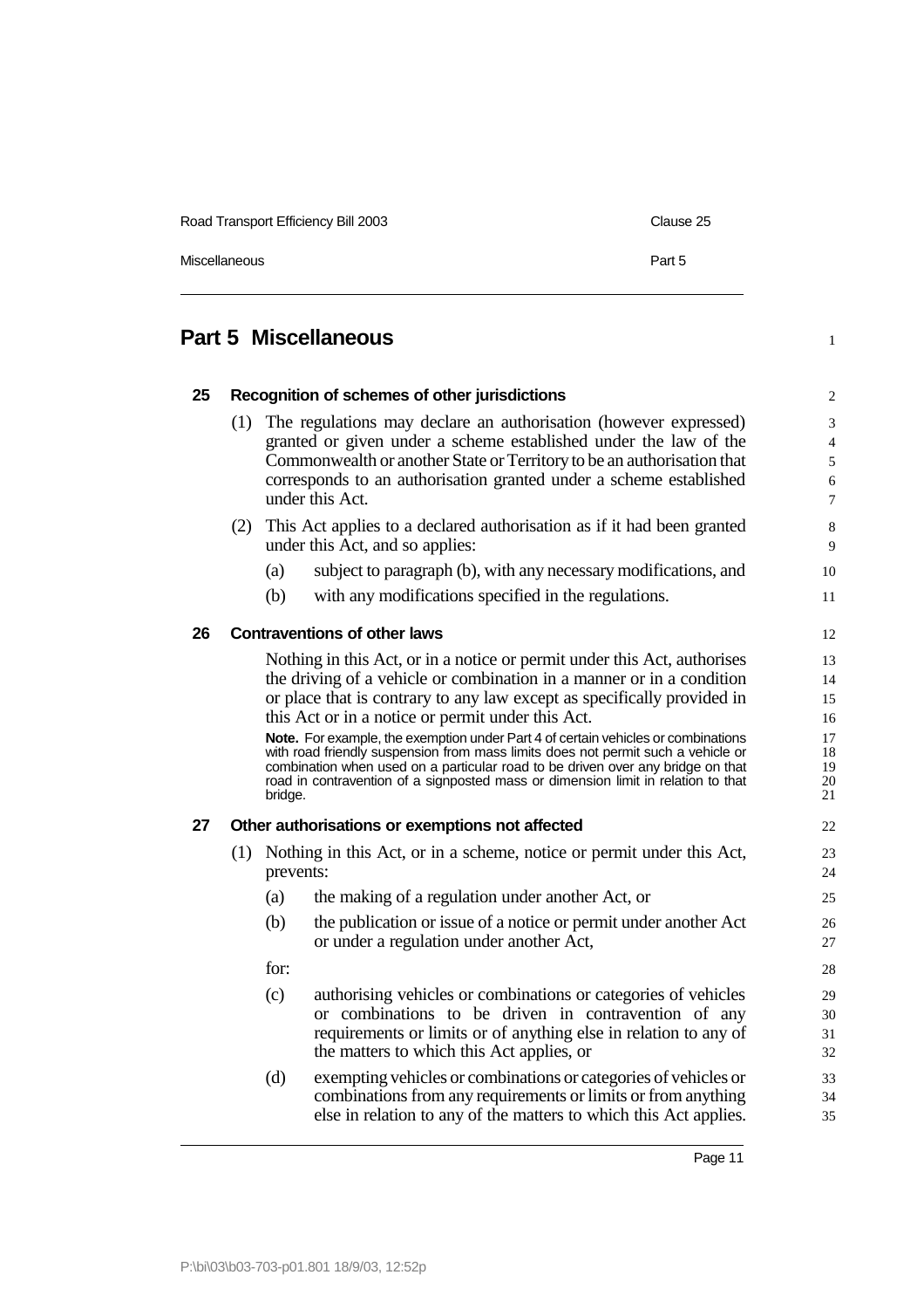# Part 5 Miscellaneous

## 25 Recognition of schemes of other jurisdictions

(1) The regulations may declare an authorisation (however expressed) granted or given under a scheme established under the law of the Commonwealth or another State or Territory to be an authorisation that corresponds to an authorisation granted under a scheme established under this Act.

(2) This Act applies to a declared authorisation as if it had been granted under this Act, and so applies:

(a) subject to paragraph (b), with any necessary modifications, and

(b) with any modifications specified in the regulations.

## 26 Contraventions of other laws

Nothing in this Act, or in a notice or permit under this Act, authorises the driving of a vehicle or combination in a manner or in a condition or place that is contrary to any law except as specifically provided in this Act or in a notice or permit under this Act.

**Note.** For example, the exemption under Part 4 of certain vehicles or combinations with road friendly suspension from mass limits does not permit such a vehicle or combination when used on a particular road to be driven over any bridge on that road in contravention of a signposted mass or dimension limit in relation to that bridge.

## 27 Other authorisations or exemptions not affected

(1) Nothing in this Act, or in a scheme, notice or permit under this Act, prevents:

(a) the making of a regulation under another Act, or

(b) the publication or issue of a notice or permit under another Act or under a regulation under another Act,

for:

(c) authorising vehicles or combinations or categories of vehicles or combinations to be driven in contravention of any requirements or limits or of anything else in relation to any of the matters to which this Act applies, or

(d) exempting vehicles or combinations or categories of vehicles or combinations from any requirements or limits or from anything else in relation to any of the matters to which this Act applies.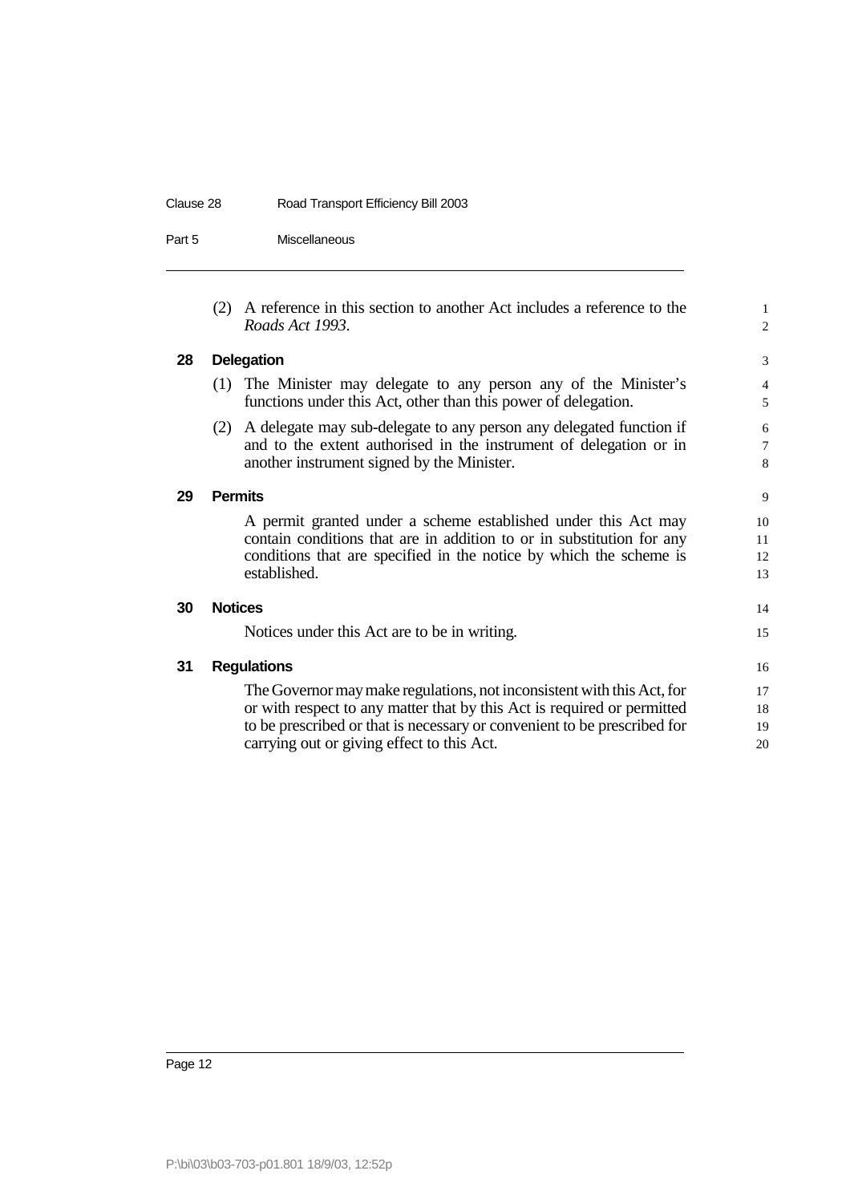(2) A reference in this section to another Act includes a reference to the *Roads Act 1993*.

## 28 Delegation

(1) The Minister may delegate to any person any of the Minister's functions under this Act, other than this power of delegation.

(2) A delegate may sub-delegate to any person any delegated function if and to the extent authorised in the instrument of delegation or in another instrument signed by the Minister.

## 29 Permits

A permit granted under a scheme established under this Act may contain conditions that are in addition to or in substitution for any conditions that are specified in the notice by which the scheme is established.

## 30 Notices

Notices under this Act are to be in writing.

## 31 Regulations

The Governor may make regulations, not inconsistent with this Act, for or with respect to any matter that by this Act is required or permitted to be prescribed or that is necessary or convenient to be prescribed for carrying out or giving effect to this Act.